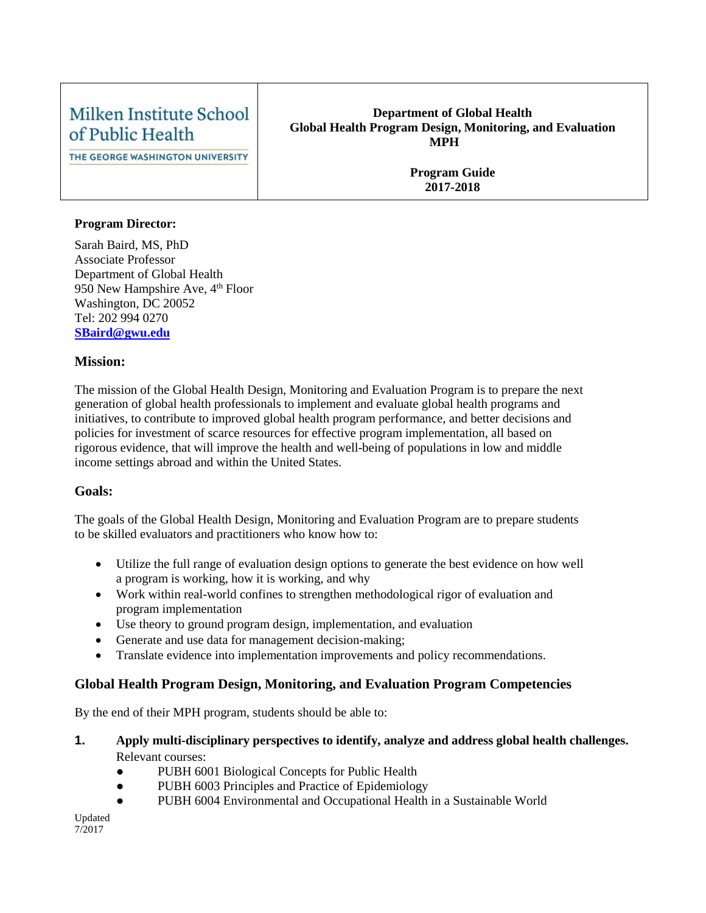Milken Institute School of Public Health
THE GEORGE WASHINGTON UNIVERSITY

**Department of Global Health**
**Global Health Program Design, Monitoring, and Evaluation MPH**

**Program Guide**
**2017-2018**

**Program Director:**

Sarah Baird, MS, PhD
Associate Professor
Department of Global Health
950 New Hampshire Ave, 4th Floor
Washington, DC 20052
Tel: 202 994 0270
**SBaird@gwu.edu**

## Mission:

The mission of the Global Health Design, Monitoring and Evaluation Program is to prepare the next generation of global health professionals to implement and evaluate global health programs and initiatives, to contribute to improved global health program performance, and better decisions and policies for investment of scarce resources for effective program implementation, all based on rigorous evidence, that will improve the health and well-being of populations in low and middle income settings abroad and within the United States.

## Goals:

The goals of the Global Health Design, Monitoring and Evaluation Program are to prepare students to be skilled evaluators and practitioners who know how to:

- Utilize the full range of evaluation design options to generate the best evidence on how well a program is working, how it is working, and why
- Work within real-world confines to strengthen methodological rigor of evaluation and program implementation
- Use theory to ground program design, implementation, and evaluation
- Generate and use data for management decision-making;
- Translate evidence into implementation improvements and policy recommendations.

## Global Health Program Design, Monitoring, and Evaluation Program Competencies

By the end of their MPH program, students should be able to:

1. **Apply multi-disciplinary perspectives to identify, analyze and address global health challenges.**
   Relevant courses:
   - PUBH 6001 Biological Concepts for Public Health
   - PUBH 6003 Principles and Practice of Epidemiology
   - PUBH 6004 Environmental and Occupational Health in a Sustainable World

Updated 7/2017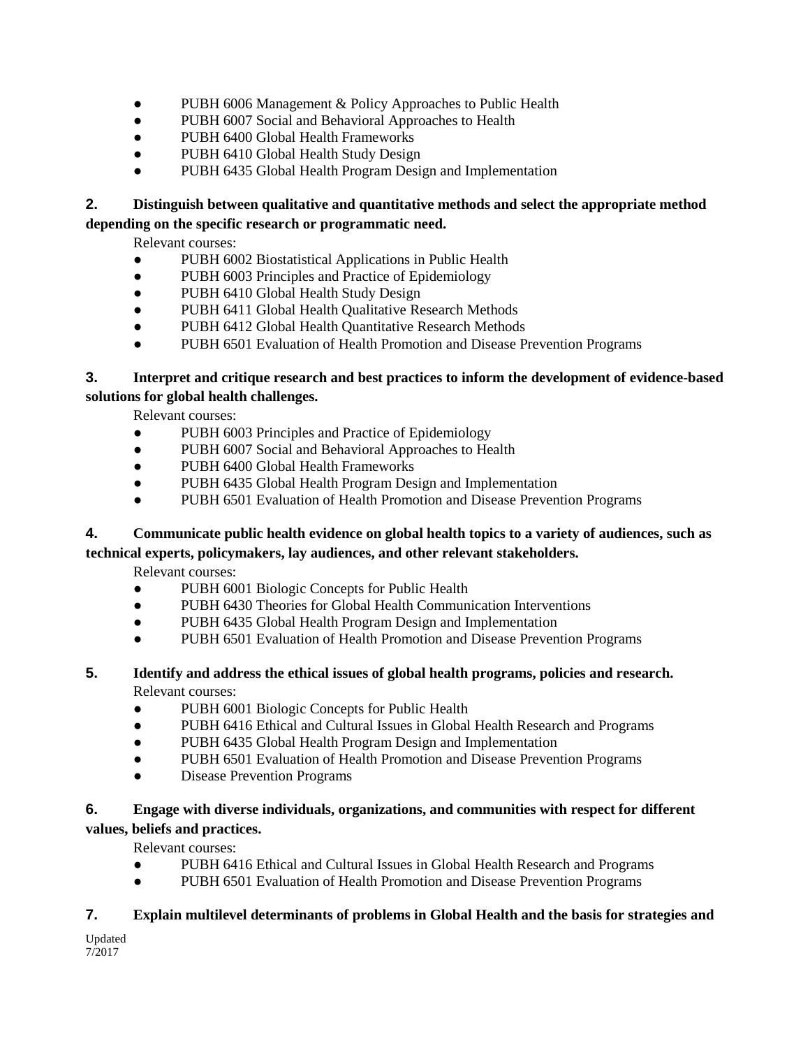- PUBH 6006 Management & Policy Approaches to Public Health
- PUBH 6007 Social and Behavioral Approaches to Health
- PUBH 6400 Global Health Frameworks
- PUBH 6410 Global Health Study Design
- PUBH 6435 Global Health Program Design and Implementation

**2. Distinguish between qualitative and quantitative methods and select the appropriate method depending on the specific research or programmatic need.**

Relevant courses:

- PUBH 6002 Biostatistical Applications in Public Health
- PUBH 6003 Principles and Practice of Epidemiology
- PUBH 6410 Global Health Study Design
- PUBH 6411 Global Health Qualitative Research Methods
- PUBH 6412 Global Health Quantitative Research Methods
- PUBH 6501 Evaluation of Health Promotion and Disease Prevention Programs

**3. Interpret and critique research and best practices to inform the development of evidence-based solutions for global health challenges.**

Relevant courses:

- PUBH 6003 Principles and Practice of Epidemiology
- PUBH 6007 Social and Behavioral Approaches to Health
- PUBH 6400 Global Health Frameworks
- PUBH 6435 Global Health Program Design and Implementation
- PUBH 6501 Evaluation of Health Promotion and Disease Prevention Programs

**4. Communicate public health evidence on global health topics to a variety of audiences, such as technical experts, policymakers, lay audiences, and other relevant stakeholders.**

Relevant courses:

- PUBH 6001 Biologic Concepts for Public Health
- PUBH 6430 Theories for Global Health Communication Interventions
- PUBH 6435 Global Health Program Design and Implementation
- PUBH 6501 Evaluation of Health Promotion and Disease Prevention Programs

**5. Identify and address the ethical issues of global health programs, policies and research.**

Relevant courses:

- PUBH 6001 Biologic Concepts for Public Health
- PUBH 6416 Ethical and Cultural Issues in Global Health Research and Programs
- PUBH 6435 Global Health Program Design and Implementation
- PUBH 6501 Evaluation of Health Promotion and Disease Prevention Programs
- Disease Prevention Programs

**6. Engage with diverse individuals, organizations, and communities with respect for different values, beliefs and practices.**

Relevant courses:

- PUBH 6416 Ethical and Cultural Issues in Global Health Research and Programs
- PUBH 6501 Evaluation of Health Promotion and Disease Prevention Programs

**7. Explain multilevel determinants of problems in Global Health and the basis for strategies and**

Updated 7/2017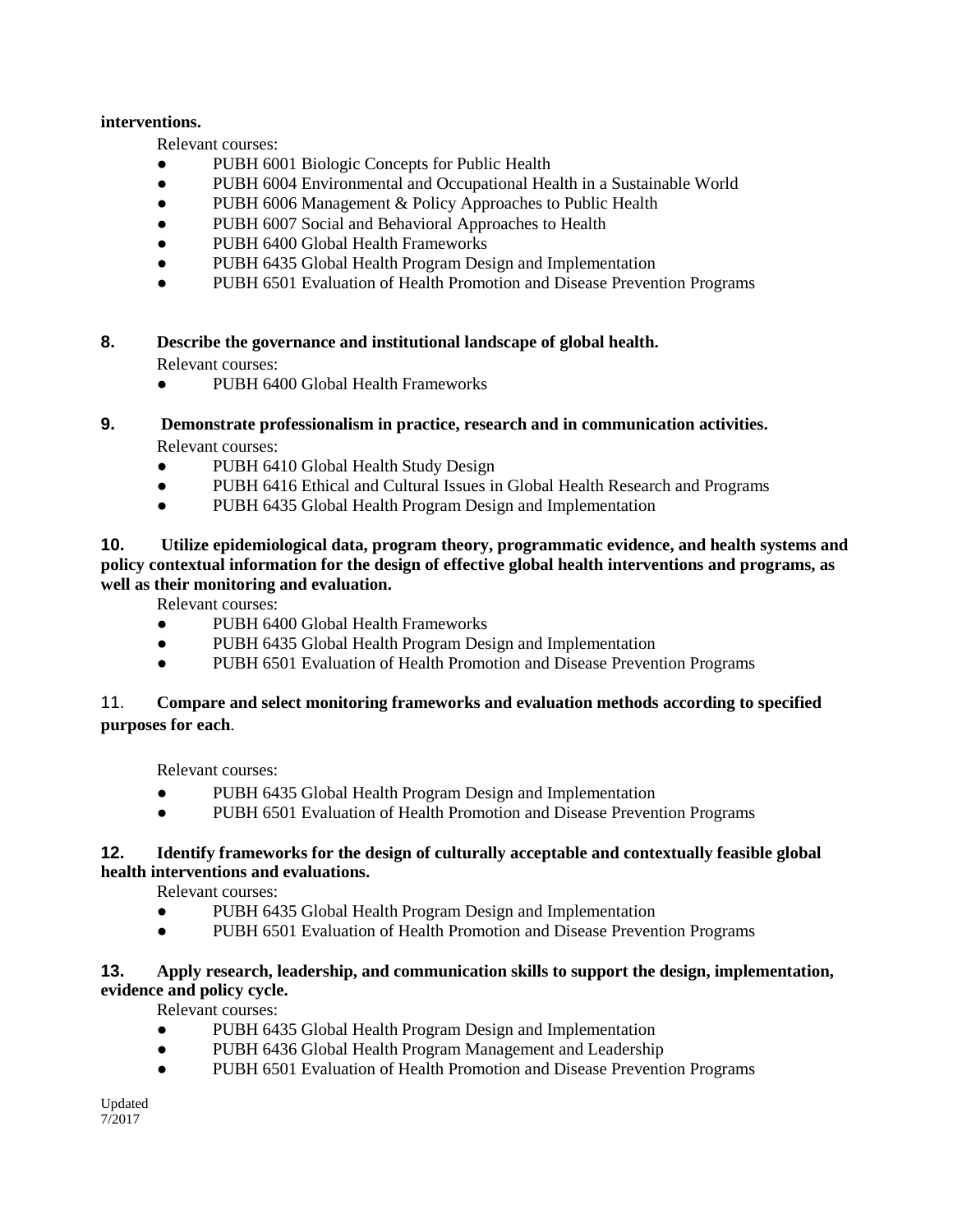**interventions.**

Relevant courses:

- PUBH 6001 Biologic Concepts for Public Health
- PUBH 6004 Environmental and Occupational Health in a Sustainable World
- PUBH 6006 Management & Policy Approaches to Public Health
- PUBH 6007 Social and Behavioral Approaches to Health
- PUBH 6400 Global Health Frameworks
- PUBH 6435 Global Health Program Design and Implementation
- PUBH 6501 Evaluation of Health Promotion and Disease Prevention Programs

**8. Describe the governance and institutional landscape of global health.**

Relevant courses:

- PUBH 6400 Global Health Frameworks

**9. Demonstrate professionalism in practice, research and in communication activities.**

Relevant courses:

- PUBH 6410 Global Health Study Design
- PUBH 6416 Ethical and Cultural Issues in Global Health Research and Programs
- PUBH 6435 Global Health Program Design and Implementation

**10. Utilize epidemiological data, program theory, programmatic evidence, and health systems and policy contextual information for the design of effective global health interventions and programs, as well as their monitoring and evaluation.**

Relevant courses:

- PUBH 6400 Global Health Frameworks
- PUBH 6435 Global Health Program Design and Implementation
- PUBH 6501 Evaluation of Health Promotion and Disease Prevention Programs

11. **Compare and select monitoring frameworks and evaluation methods according to specified purposes for each**.

Relevant courses:

- PUBH 6435 Global Health Program Design and Implementation
- PUBH 6501 Evaluation of Health Promotion and Disease Prevention Programs

**12. Identify frameworks for the design of culturally acceptable and contextually feasible global health interventions and evaluations.**

Relevant courses:

- PUBH 6435 Global Health Program Design and Implementation
- PUBH 6501 Evaluation of Health Promotion and Disease Prevention Programs

**13. Apply research, leadership, and communication skills to support the design, implementation, evidence and policy cycle.**

Relevant courses:

- PUBH 6435 Global Health Program Design and Implementation
- PUBH 6436 Global Health Program Management and Leadership
- PUBH 6501 Evaluation of Health Promotion and Disease Prevention Programs

Updated 7/2017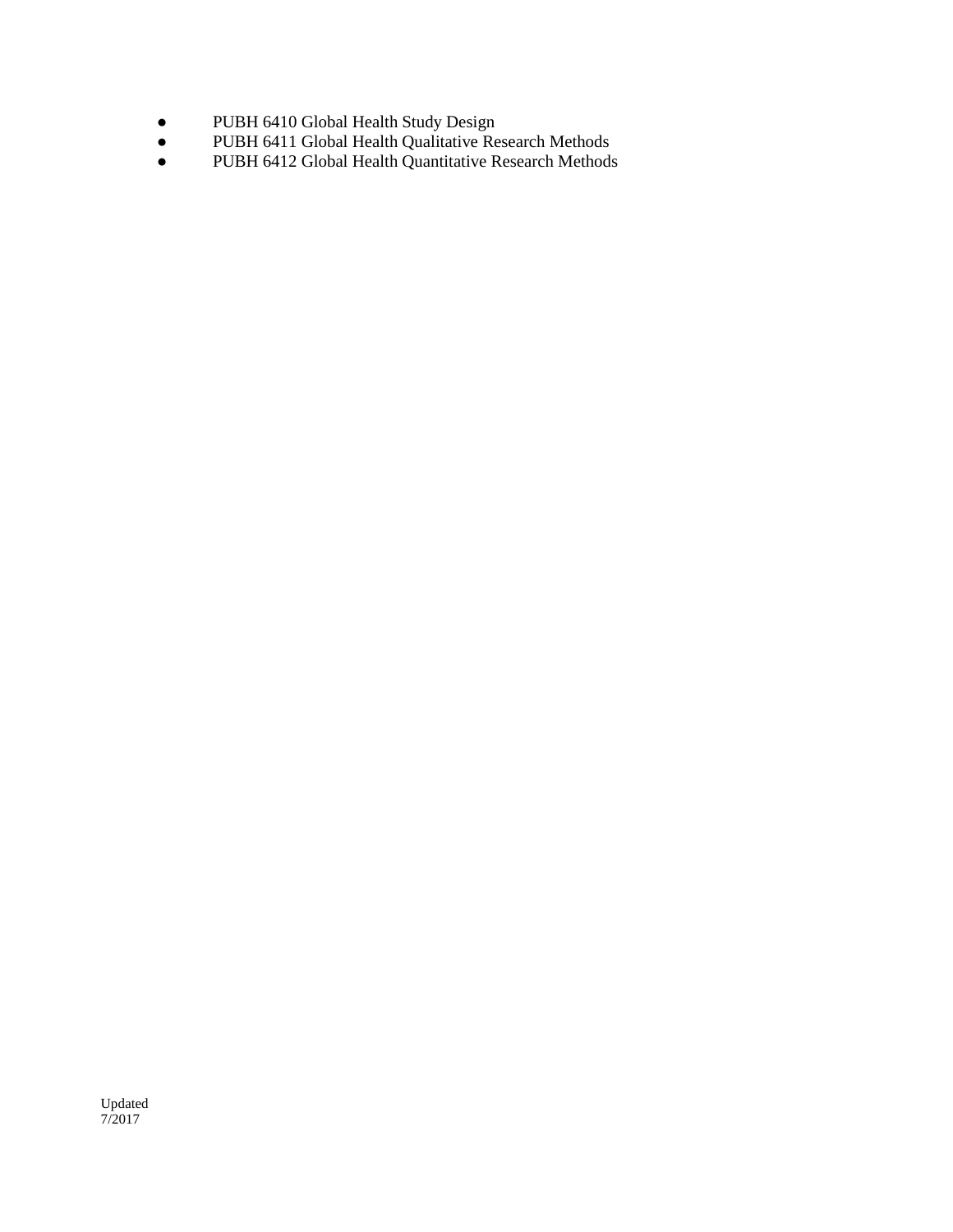- PUBH 6410 Global Health Study Design
- PUBH 6411 Global Health Qualitative Research Methods
- PUBH 6412 Global Health Quantitative Research Methods

Updated 7/2017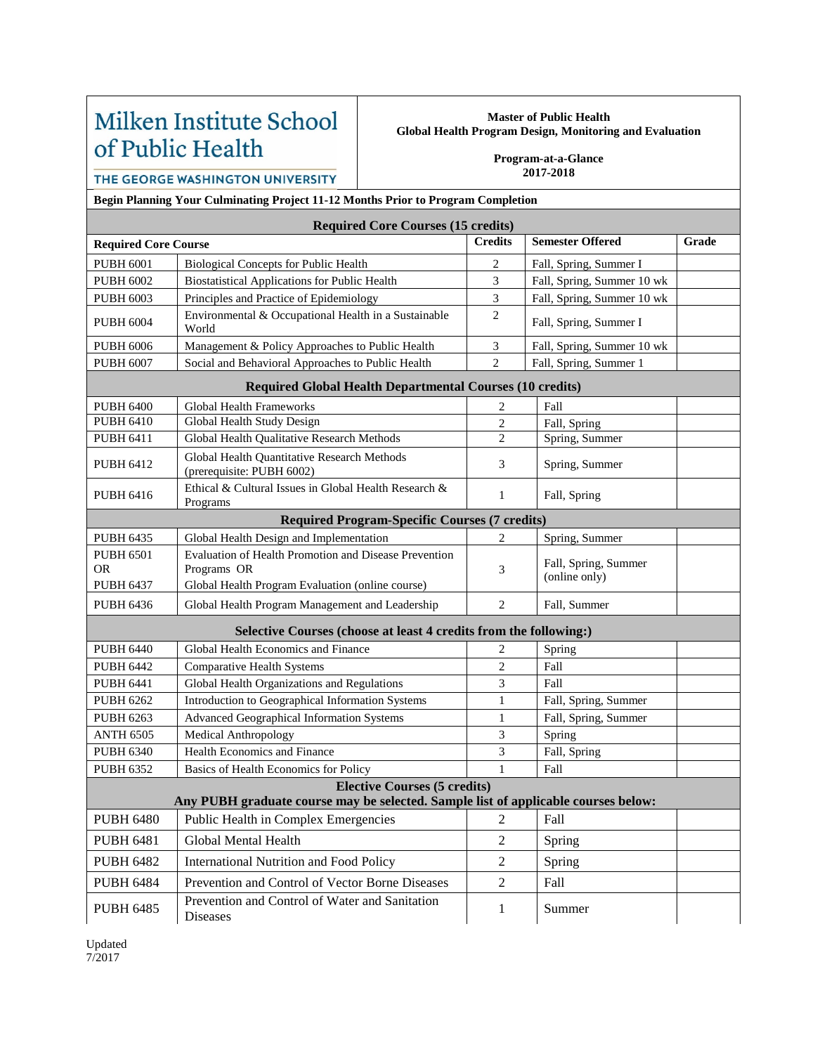**Milken Institute School of Public Health**
**THE GEORGE WASHINGTON UNIVERSITY**

**Master of Public Health**
**Global Health Program Design, Monitoring and Evaluation**

**Program-at-a-Glance**
**2017-2018**

**Begin Planning Your Culminating Project 11-12 Months Prior to Program Completion**

| Required Core Course | | Credits | Semester Offered | Grade |
|---|---|---|---|---|
| **Required Core Courses (15 credits)** | | | | |
| PUBH 6001 | Biological Concepts for Public Health | 2 | Fall, Spring, Summer I | |
| PUBH 6002 | Biostatistical Applications for Public Health | 3 | Fall, Spring, Summer 10 wk | |
| PUBH 6003 | Principles and Practice of Epidemiology | 3 | Fall, Spring, Summer 10 wk | |
| PUBH 6004 | Environmental & Occupational Health in a Sustainable World | 2 | Fall, Spring, Summer I | |
| PUBH 6006 | Management & Policy Approaches to Public Health | 3 | Fall, Spring, Summer 10 wk | |
| PUBH 6007 | Social and Behavioral Approaches to Public Health | 2 | Fall, Spring, Summer 1 | |
| **Required Global Health Departmental Courses (10 credits)** | | | | |
| PUBH 6400 | Global Health Frameworks | 2 | Fall | |
| PUBH 6410 | Global Health Study Design | 2 | Fall, Spring | |
| PUBH 6411 | Global Health Qualitative Research Methods | 2 | Spring, Summer | |
| PUBH 6412 | Global Health Quantitative Research Methods (prerequisite: PUBH 6002) | 3 | Spring, Summer | |
| PUBH 6416 | Ethical & Cultural Issues in Global Health Research & Programs | 1 | Fall, Spring | |
| **Required Program-Specific Courses (7 credits)** | | | | |
| PUBH 6435 | Global Health Design and Implementation | 2 | Spring, Summer | |
| PUBH 6501 OR PUBH 6437 | Evaluation of Health Promotion and Disease Prevention Programs OR Global Health Program Evaluation (online course) | 3 | Fall, Spring, Summer (online only) | |
| PUBH 6436 | Global Health Program Management and Leadership | 2 | Fall, Summer | |
| **Selective Courses (choose at least 4 credits from the following:)** | | | | |
| PUBH 6440 | Global Health Economics and Finance | 2 | Spring | |
| PUBH 6442 | Comparative Health Systems | 2 | Fall | |
| PUBH 6441 | Global Health Organizations and Regulations | 3 | Fall | |
| PUBH 6262 | Introduction to Geographical Information Systems | 1 | Fall, Spring, Summer | |
| PUBH 6263 | Advanced Geographical Information Systems | 1 | Fall, Spring, Summer | |
| ANTH 6505 | Medical Anthropology | 3 | Spring | |
| PUBH 6340 | Health Economics and Finance | 3 | Fall, Spring | |
| PUBH 6352 | Basics of Health Economics for Policy | 1 | Fall | |
| **Elective Courses (5 credits) Any PUBH graduate course may be selected. Sample list of applicable courses below:** | | | | |
| PUBH 6480 | Public Health in Complex Emergencies | 2 | Fall | |
| PUBH 6481 | Global Mental Health | 2 | Spring | |
| PUBH 6482 | International Nutrition and Food Policy | 2 | Spring | |
| PUBH 6484 | Prevention and Control of Vector Borne Diseases | 2 | Fall | |
| PUBH 6485 | Prevention and Control of Water and Sanitation Diseases | 1 | Summer | |

Updated
7/2017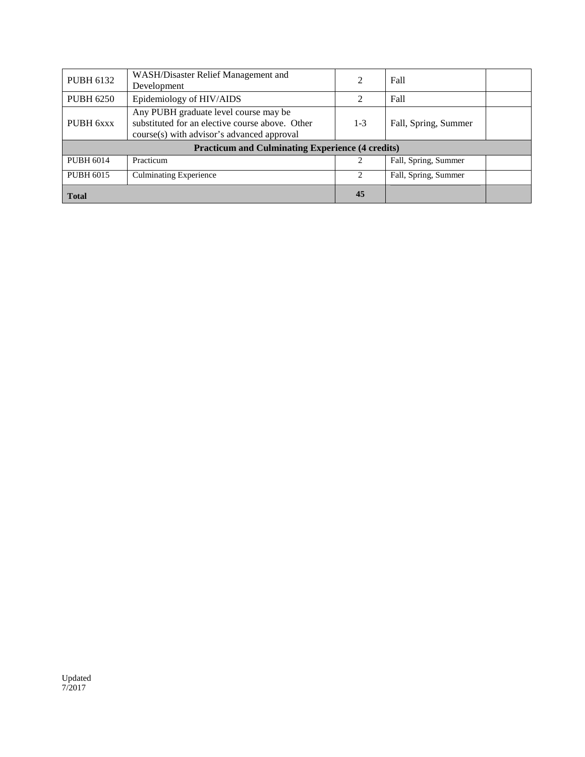| | | | | |
|---|---|---|---|---|
| PUBH 6132 | WASH/Disaster Relief Management and Development | 2 | Fall | |
| PUBH 6250 | Epidemiology of HIV/AIDS | 2 | Fall | |
| PUBH 6xxx | Any PUBH graduate level course may be substituted for an elective course above. Other course(s) with advisor's advanced approval | 1-3 | Fall, Spring, Summer | |
| **Practicum and Culminating Experience (4 credits)** | | | | |
| PUBH 6014 | Practicum | 2 | Fall, Spring, Summer | |
| PUBH 6015 | Culminating Experience | 2 | Fall, Spring, Summer | |
| **Total** | | **45** | | |

Updated 7/2017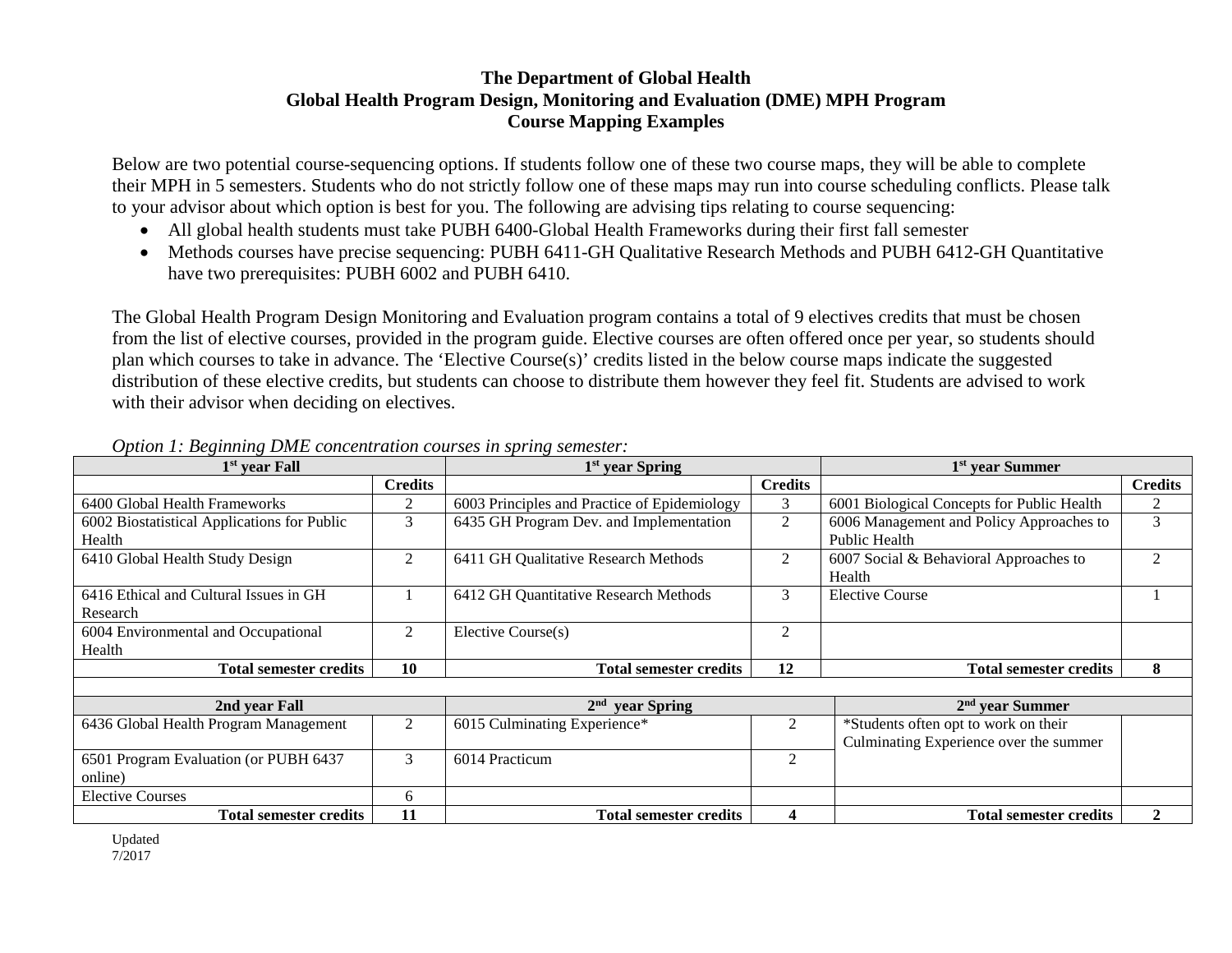# The Department of Global Health
## Global Health Program Design, Monitoring and Evaluation (DME) MPH Program
### Course Mapping Examples

Below are two potential course-sequencing options. If students follow one of these two course maps, they will be able to complete their MPH in 5 semesters. Students who do not strictly follow one of these maps may run into course scheduling conflicts. Please talk to your advisor about which option is best for you. The following are advising tips relating to course sequencing:

- All global health students must take PUBH 6400-Global Health Frameworks during their first fall semester
- Methods courses have precise sequencing: PUBH 6411-GH Qualitative Research Methods and PUBH 6412-GH Quantitative have two prerequisites: PUBH 6002 and PUBH 6410.

The Global Health Program Design Monitoring and Evaluation program contains a total of 9 electives credits that must be chosen from the list of elective courses, provided in the program guide. Elective courses are often offered once per year, so students should plan which courses to take in advance. The 'Elective Course(s)' credits listed in the below course maps indicate the suggested distribution of these elective credits, but students can choose to distribute them however they feel fit. Students are advised to work with their advisor when deciding on electives.

*Option 1: Beginning DME concentration courses in spring semester:*

| 1st year Fall | | 1st year Spring | | 1st year Summer | |
|---|---|---|---|---|---|
| | **Credits** | | **Credits** | | **Credits** |
| 6400 Global Health Frameworks | 2 | 6003 Principles and Practice of Epidemiology | 3 | 6001 Biological Concepts for Public Health | 2 |
| 6002 Biostatistical Applications for Public Health | 3 | 6435 GH Program Dev. and Implementation | 2 | 6006 Management and Policy Approaches to Public Health | 3 |
| 6410 Global Health Study Design | 2 | 6411 GH Qualitative Research Methods | 2 | 6007 Social & Behavioral Approaches to Health | 2 |
| 6416 Ethical and Cultural Issues in GH Research | 1 | 6412 GH Quantitative Research Methods | 3 | Elective Course | 1 |
| 6004 Environmental and Occupational Health | 2 | Elective Course(s) | 2 | | |
| **Total semester credits** | **10** | **Total semester credits** | **12** | **Total semester credits** | **8** |
| | | | | | |
| **2nd year Fall** | | **2nd year Spring** | | **2nd year Summer** | |
| 6436 Global Health Program Management | 2 | 6015 Culminating Experience* | 2 | *Students often opt to work on their Culminating Experience over the summer | |
| 6501 Program Evaluation (or PUBH 6437 online) | 3 | 6014 Practicum | 2 | | |
| Elective Courses | 6 | | | | |
| **Total semester credits** | **11** | **Total semester credits** | **4** | **Total semester credits** | **2** |

Updated 7/2017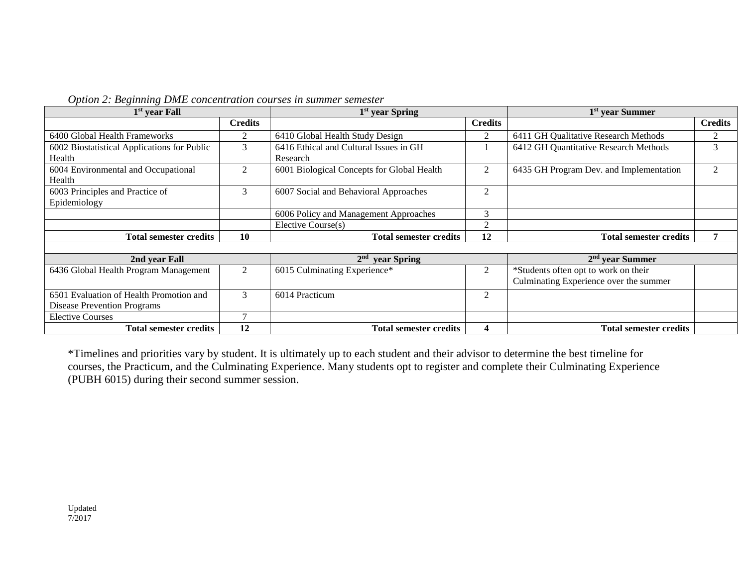*Option 2: Beginning DME concentration courses in summer semester*

| 1st year Fall | | 1st year Spring | | 1st year Summer | |
|---|---|---|---|---|---|
| | **Credits** | | **Credits** | | **Credits** |
| 6400 Global Health Frameworks | 2 | 6410 Global Health Study Design | 2 | 6411 GH Qualitative Research Methods | 2 |
| 6002 Biostatistical Applications for Public Health | 3 | 6416 Ethical and Cultural Issues in GH Research | 1 | 6412 GH Quantitative Research Methods | 3 |
| 6004 Environmental and Occupational Health | 2 | 6001 Biological Concepts for Global Health | 2 | 6435 GH Program Dev. and Implementation | 2 |
| 6003 Principles and Practice of Epidemiology | 3 | 6007 Social and Behavioral Approaches | 2 | | |
| | | 6006 Policy and Management Approaches | 3 | | |
| | | Elective Course(s) | 2 | | |
| **Total semester credits** | **10** | **Total semester credits** | **12** | **Total semester credits** | **7** |
| | | | | | |
| **2nd year Fall** | | **2nd year Spring** | | **2nd year Summer** | |
| 6436 Global Health Program Management | 2 | 6015 Culminating Experience* | 2 | *Students often opt to work on their Culminating Experience over the summer | |
| 6501 Evaluation of Health Promotion and Disease Prevention Programs | 3 | 6014 Practicum | 2 | | |
| Elective Courses | 7 | | | | |
| **Total semester credits** | **12** | **Total semester credits** | **4** | **Total semester credits** | |

*Timelines and priorities vary by student. It is ultimately up to each student and their advisor to determine the best timeline for courses, the Practicum, and the Culminating Experience. Many students opt to register and complete their Culminating Experience (PUBH 6015) during their second summer session.

Updated
7/2017